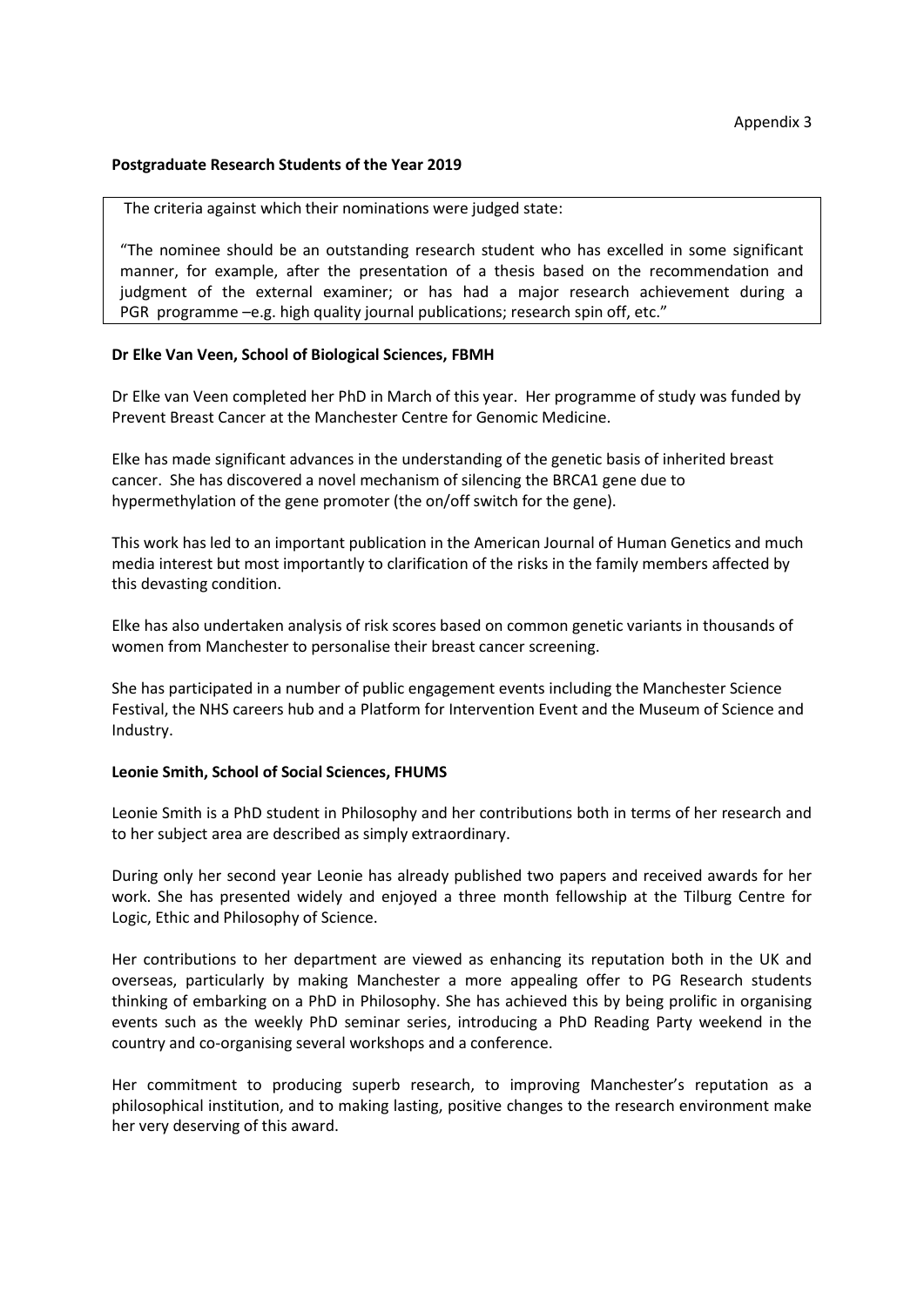Appendix 3

**Postgraduate Research Students of the Year 2019**

> The criteria against which their nominations were judged state:
>
> "The nominee should be an outstanding research student who has excelled in some significant manner, for example, after the presentation of a thesis based on the recommendation and judgment of the external examiner; or has had a major research achievement during a PGR programme –e.g. high quality journal publications; research spin off, etc."

**Dr Elke Van Veen, School of Biological Sciences, FBMH**

Dr Elke van Veen completed her PhD in March of this year. Her programme of study was funded by Prevent Breast Cancer at the Manchester Centre for Genomic Medicine.

Elke has made significant advances in the understanding of the genetic basis of inherited breast cancer. She has discovered a novel mechanism of silencing the BRCA1 gene due to hypermethylation of the gene promoter (the on/off switch for the gene).

This work has led to an important publication in the American Journal of Human Genetics and much media interest but most importantly to clarification of the risks in the family members affected by this devasting condition.

Elke has also undertaken analysis of risk scores based on common genetic variants in thousands of women from Manchester to personalise their breast cancer screening.

She has participated in a number of public engagement events including the Manchester Science Festival, the NHS careers hub and a Platform for Intervention Event and the Museum of Science and Industry.

**Leonie Smith, School of Social Sciences, FHUMS**

Leonie Smith is a PhD student in Philosophy and her contributions both in terms of her research and to her subject area are described as simply extraordinary.

During only her second year Leonie has already published two papers and received awards for her work. She has presented widely and enjoyed a three month fellowship at the Tilburg Centre for Logic, Ethic and Philosophy of Science.

Her contributions to her department are viewed as enhancing its reputation both in the UK and overseas, particularly by making Manchester a more appealing offer to PG Research students thinking of embarking on a PhD in Philosophy. She has achieved this by being prolific in organising events such as the weekly PhD seminar series, introducing a PhD Reading Party weekend in the country and co-organising several workshops and a conference.

Her commitment to producing superb research, to improving Manchester's reputation as a philosophical institution, and to making lasting, positive changes to the research environment make her very deserving of this award.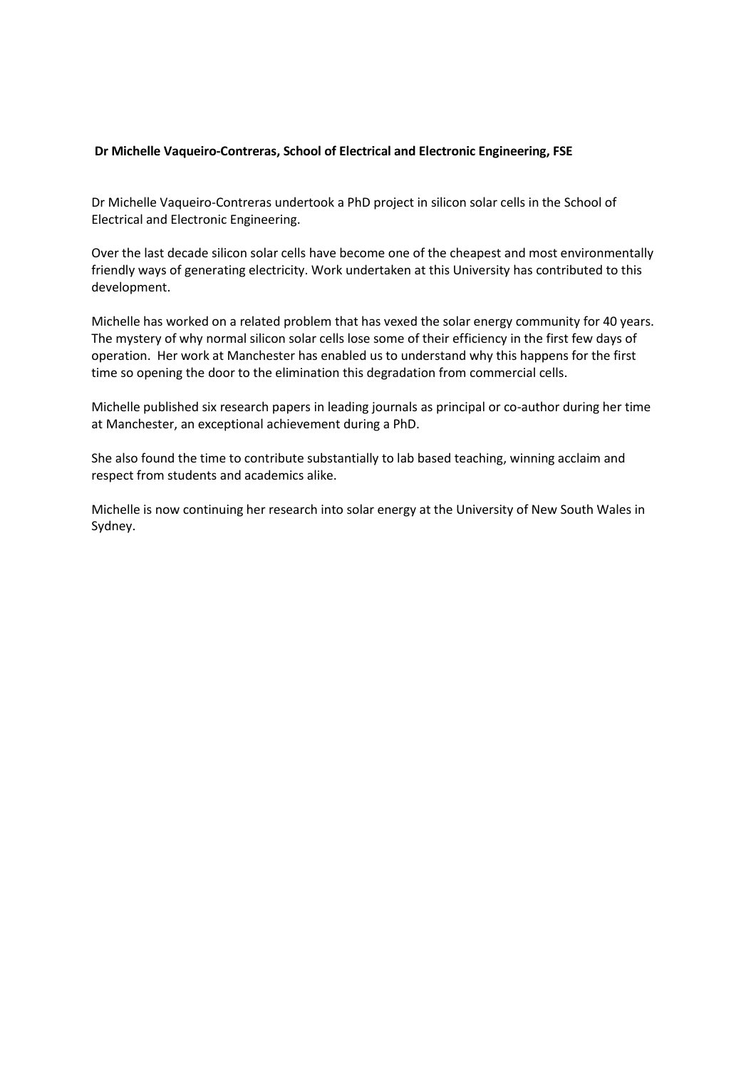**Dr Michelle Vaqueiro-Contreras, School of Electrical and Electronic Engineering, FSE**

Dr Michelle Vaqueiro-Contreras undertook a PhD project in silicon solar cells in the School of Electrical and Electronic Engineering.

Over the last decade silicon solar cells have become one of the cheapest and most environmentally friendly ways of generating electricity. Work undertaken at this University has contributed to this development.

Michelle has worked on a related problem that has vexed the solar energy community for 40 years. The mystery of why normal silicon solar cells lose some of their efficiency in the first few days of operation. Her work at Manchester has enabled us to understand why this happens for the first time so opening the door to the elimination this degradation from commercial cells.

Michelle published six research papers in leading journals as principal or co-author during her time at Manchester, an exceptional achievement during a PhD.

She also found the time to contribute substantially to lab based teaching, winning acclaim and respect from students and academics alike.

Michelle is now continuing her research into solar energy at the University of New South Wales in Sydney.